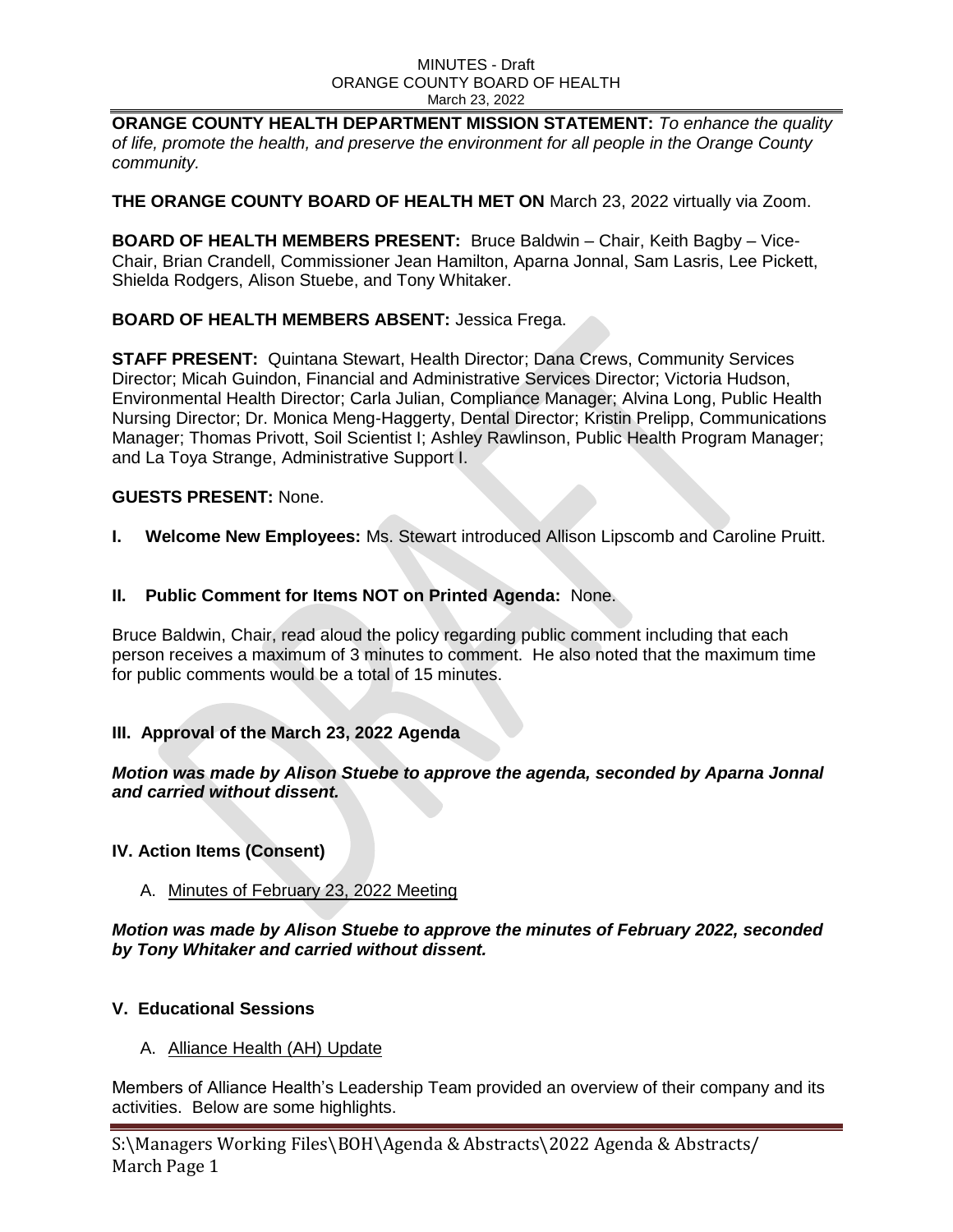MINUTES - Draft
ORANGE COUNTY BOARD OF HEALTH
March 23, 2022

**ORANGE COUNTY HEALTH DEPARTMENT MISSION STATEMENT:** *To enhance the quality of life, promote the health, and preserve the environment for all people in the Orange County community.*

**THE ORANGE COUNTY BOARD OF HEALTH MET ON** March 23, 2022 virtually via Zoom.

**BOARD OF HEALTH MEMBERS PRESENT:** Bruce Baldwin – Chair, Keith Bagby – Vice-Chair, Brian Crandell, Commissioner Jean Hamilton, Aparna Jonnal, Sam Lasris, Lee Pickett, Shielda Rodgers, Alison Stuebe, and Tony Whitaker.

**BOARD OF HEALTH MEMBERS ABSENT:** Jessica Frega.

**STAFF PRESENT:** Quintana Stewart, Health Director; Dana Crews, Community Services Director; Micah Guindon, Financial and Administrative Services Director; Victoria Hudson, Environmental Health Director; Carla Julian, Compliance Manager; Alvina Long, Public Health Nursing Director; Dr. Monica Meng-Haggerty, Dental Director; Kristin Prelipp, Communications Manager; Thomas Privott, Soil Scientist I; Ashley Rawlinson, Public Health Program Manager; and La Toya Strange, Administrative Support I.

**GUESTS PRESENT:** None.

**I. Welcome New Employees:** Ms. Stewart introduced Allison Lipscomb and Caroline Pruitt.

**II. Public Comment for Items NOT on Printed Agenda:** None.

Bruce Baldwin, Chair, read aloud the policy regarding public comment including that each person receives a maximum of 3 minutes to comment. He also noted that the maximum time for public comments would be a total of 15 minutes.

**III. Approval of the March 23, 2022 Agenda**

***Motion was made by Alison Stuebe to approve the agenda, seconded by Aparna Jonnal and carried without dissent.***

**IV. Action Items (Consent)**

A. Minutes of February 23, 2022 Meeting

***Motion was made by Alison Stuebe to approve the minutes of February 2022, seconded by Tony Whitaker and carried without dissent.***

**V. Educational Sessions**

A. Alliance Health (AH) Update

Members of Alliance Health's Leadership Team provided an overview of their company and its activities. Below are some highlights.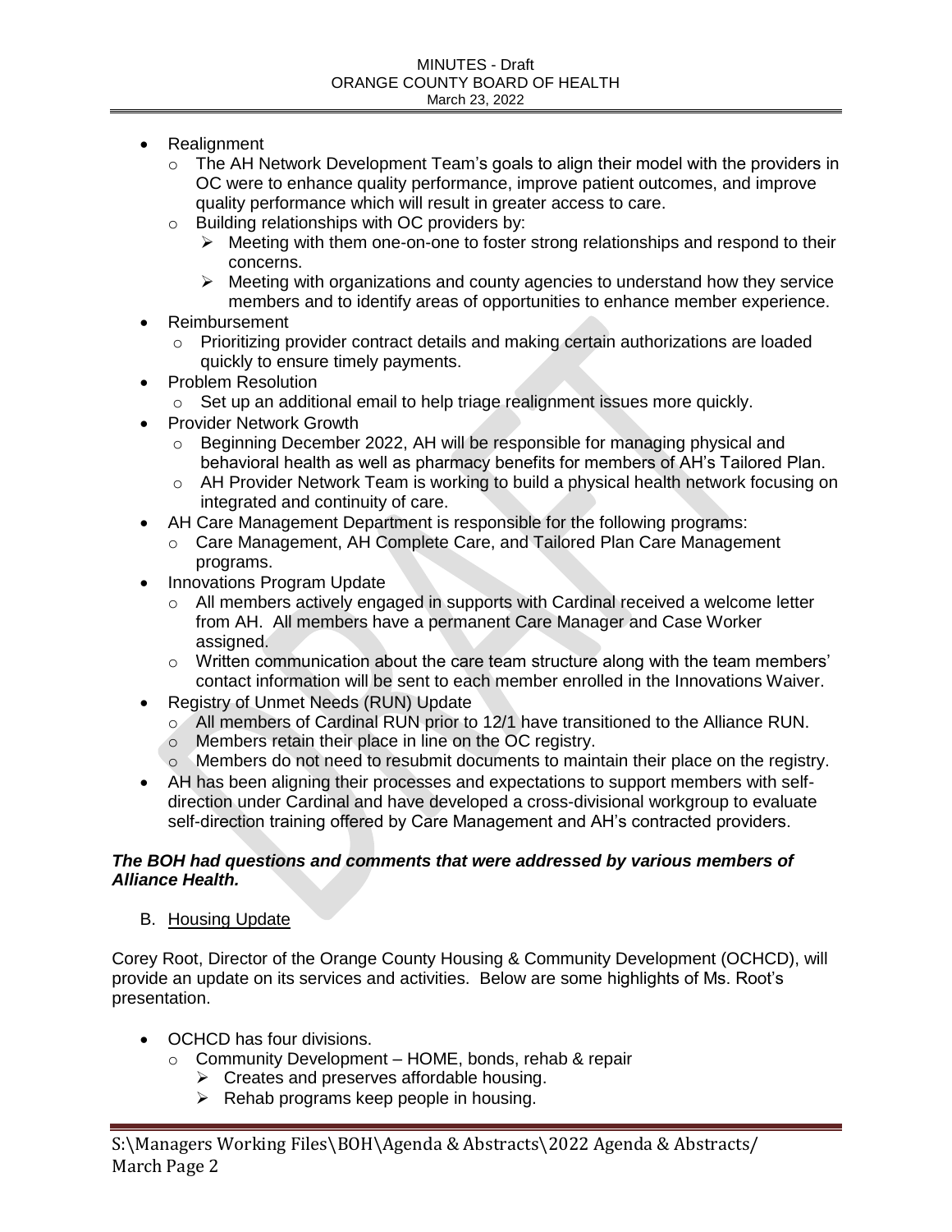- Realignment
  - The AH Network Development Team's goals to align their model with the providers in OC were to enhance quality performance, improve patient outcomes, and improve quality performance which will result in greater access to care.
  - Building relationships with OC providers by:
    - Meeting with them one-on-one to foster strong relationships and respond to their concerns.
    - Meeting with organizations and county agencies to understand how they service members and to identify areas of opportunities to enhance member experience.
- Reimbursement
  - Prioritizing provider contract details and making certain authorizations are loaded quickly to ensure timely payments.
- Problem Resolution
  - Set up an additional email to help triage realignment issues more quickly.
- Provider Network Growth
  - Beginning December 2022, AH will be responsible for managing physical and behavioral health as well as pharmacy benefits for members of AH's Tailored Plan.
  - AH Provider Network Team is working to build a physical health network focusing on integrated and continuity of care.
- AH Care Management Department is responsible for the following programs:
  - Care Management, AH Complete Care, and Tailored Plan Care Management programs.
- Innovations Program Update
  - All members actively engaged in supports with Cardinal received a welcome letter from AH. All members have a permanent Care Manager and Case Worker assigned.
  - Written communication about the care team structure along with the team members' contact information will be sent to each member enrolled in the Innovations Waiver.
- Registry of Unmet Needs (RUN) Update
  - All members of Cardinal RUN prior to 12/1 have transitioned to the Alliance RUN.
  - Members retain their place in line on the OC registry.
  - Members do not need to resubmit documents to maintain their place on the registry.
- AH has been aligning their processes and expectations to support members with self-direction under Cardinal and have developed a cross-divisional workgroup to evaluate self-direction training offered by Care Management and AH's contracted providers.

***The BOH had questions and comments that were addressed by various members of Alliance Health.***

B. Housing Update

Corey Root, Director of the Orange County Housing & Community Development (OCHCD), will provide an update on its services and activities. Below are some highlights of Ms. Root's presentation.

- OCHCD has four divisions.
  - Community Development – HOME, bonds, rehab & repair
    - Creates and preserves affordable housing.
    - Rehab programs keep people in housing.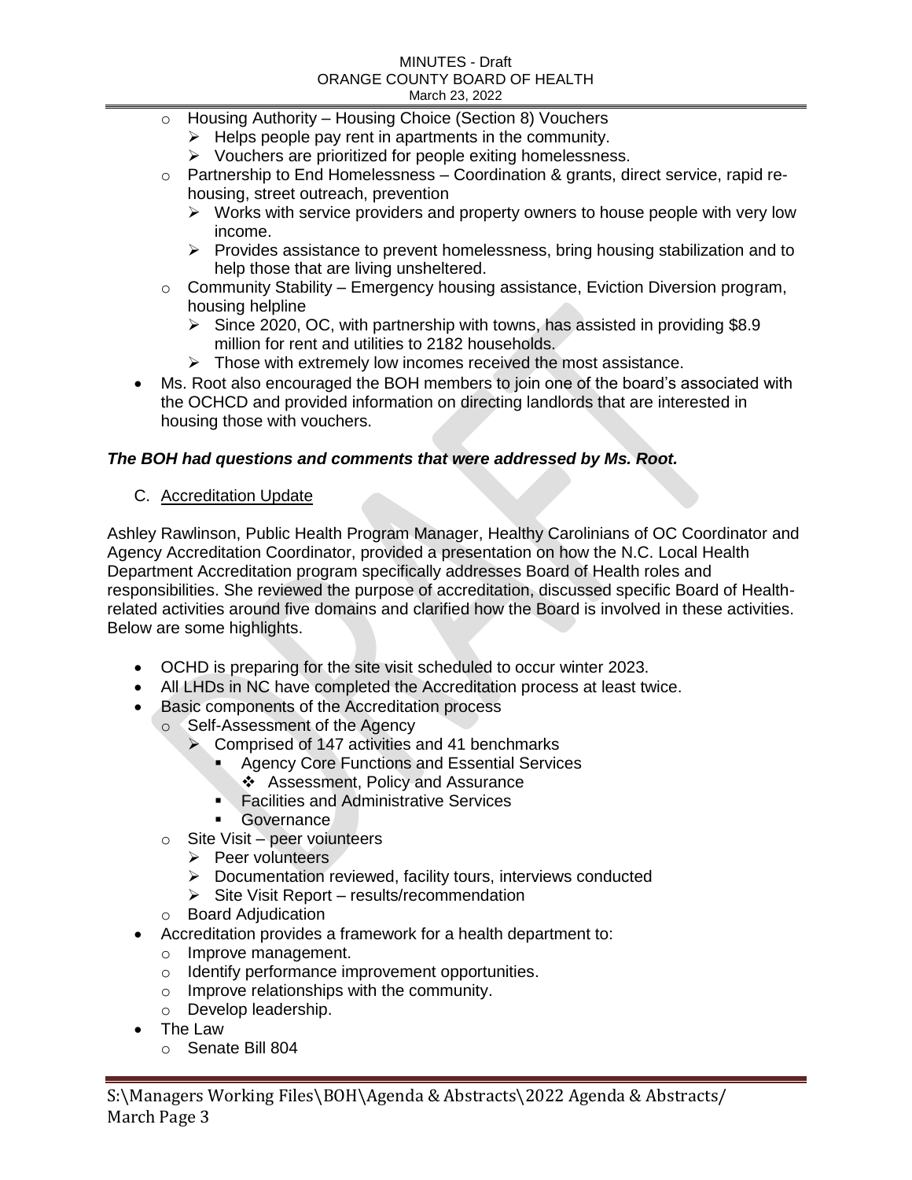- Housing Authority – Housing Choice (Section 8) Vouchers
  - Helps people pay rent in apartments in the community.
  - Vouchers are prioritized for people exiting homelessness.
- Partnership to End Homelessness – Coordination & grants, direct service, rapid re-housing, street outreach, prevention
  - Works with service providers and property owners to house people with very low income.
  - Provides assistance to prevent homelessness, bring housing stabilization and to help those that are living unsheltered.
- Community Stability – Emergency housing assistance, Eviction Diversion program, housing helpline
  - Since 2020, OC, with partnership with towns, has assisted in providing $8.9 million for rent and utilities to 2182 households.
  - Those with extremely low incomes received the most assistance.

- Ms. Root also encouraged the BOH members to join one of the board's associated with the OCHCD and provided information on directing landlords that are interested in housing those with vouchers.

***The BOH had questions and comments that were addressed by Ms. Root.***

C. Accreditation Update

Ashley Rawlinson, Public Health Program Manager, Healthy Carolinians of OC Coordinator and Agency Accreditation Coordinator, provided a presentation on how the N.C. Local Health Department Accreditation program specifically addresses Board of Health roles and responsibilities. She reviewed the purpose of accreditation, discussed specific Board of Health-related activities around five domains and clarified how the Board is involved in these activities. Below are some highlights.

- OCHD is preparing for the site visit scheduled to occur winter 2023.
- All LHDs in NC have completed the Accreditation process at least twice.
- Basic components of the Accreditation process
  - Self-Assessment of the Agency
    - Comprised of 147 activities and 41 benchmarks
      - Agency Core Functions and Essential Services
        - Assessment, Policy and Assurance
      - Facilities and Administrative Services
      - Governance
  - Site Visit – peer volunteers
    - Peer volunteers
    - Documentation reviewed, facility tours, interviews conducted
    - Site Visit Report – results/recommendation
  - Board Adjudication
- Accreditation provides a framework for a health department to:
  - Improve management.
  - Identify performance improvement opportunities.
  - Improve relationships with the community.
  - Develop leadership.
- The Law
  - Senate Bill 804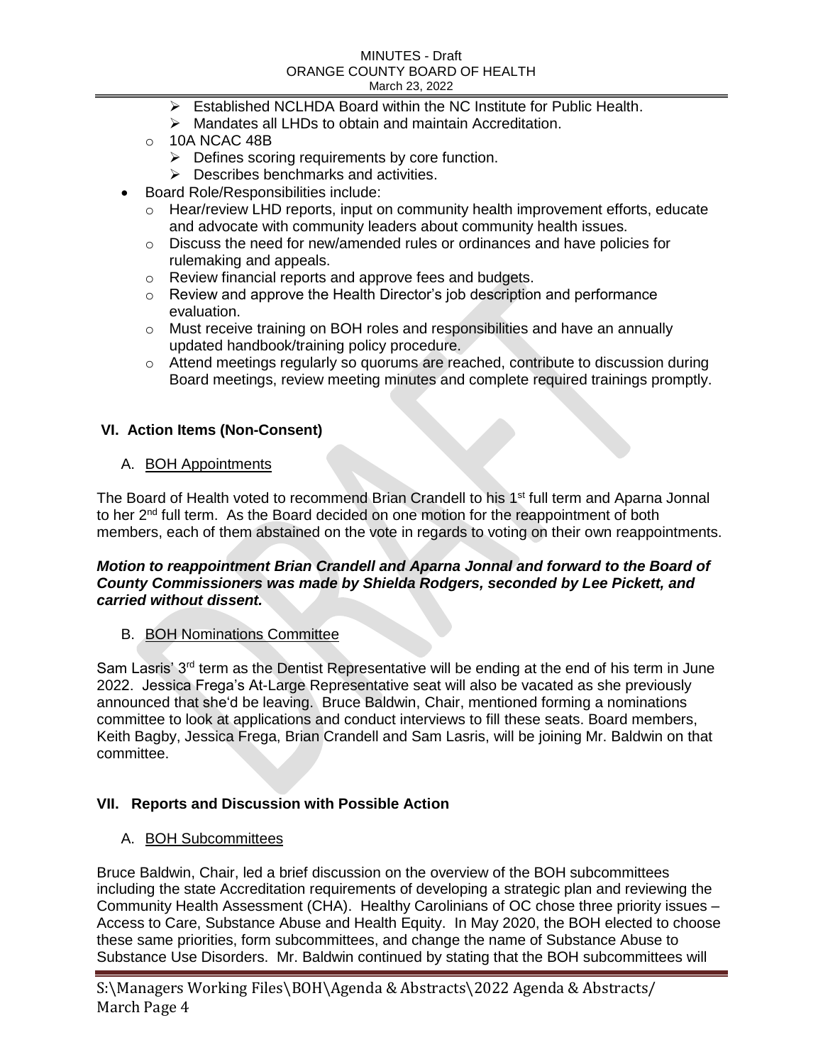- Established NCLHDA Board within the NC Institute for Public Health.
- Mandates all LHDs to obtain and maintain Accreditation.
- 10A NCAC 48B
  - Defines scoring requirements by core function.
  - Describes benchmarks and activities.

- Board Role/Responsibilities include:
  - Hear/review LHD reports, input on community health improvement efforts, educate and advocate with community leaders about community health issues.
  - Discuss the need for new/amended rules or ordinances and have policies for rulemaking and appeals.
  - Review financial reports and approve fees and budgets.
  - Review and approve the Health Director's job description and performance evaluation.
  - Must receive training on BOH roles and responsibilities and have an annually updated handbook/training policy procedure.
  - Attend meetings regularly so quorums are reached, contribute to discussion during Board meetings, review meeting minutes and complete required trainings promptly.

## VI. Action Items (Non-Consent)

### A. BOH Appointments

The Board of Health voted to recommend Brian Crandell to his 1st full term and Aparna Jonnal to her 2nd full term. As the Board decided on one motion for the reappointment of both members, each of them abstained on the vote in regards to voting on their own reappointments.

***Motion to reappointment Brian Crandell and Aparna Jonnal and forward to the Board of County Commissioners was made by Shielda Rodgers, seconded by Lee Pickett, and carried without dissent.***

### B. BOH Nominations Committee

Sam Lasris' 3rd term as the Dentist Representative will be ending at the end of his term in June 2022. Jessica Frega's At-Large Representative seat will also be vacated as she previously announced that she'd be leaving. Bruce Baldwin, Chair, mentioned forming a nominations committee to look at applications and conduct interviews to fill these seats. Board members, Keith Bagby, Jessica Frega, Brian Crandell and Sam Lasris, will be joining Mr. Baldwin on that committee.

## VII. Reports and Discussion with Possible Action

### A. BOH Subcommittees

Bruce Baldwin, Chair, led a brief discussion on the overview of the BOH subcommittees including the state Accreditation requirements of developing a strategic plan and reviewing the Community Health Assessment (CHA). Healthy Carolinians of OC chose three priority issues – Access to Care, Substance Abuse and Health Equity. In May 2020, the BOH elected to choose these same priorities, form subcommittees, and change the name of Substance Abuse to Substance Use Disorders. Mr. Baldwin continued by stating that the BOH subcommittees will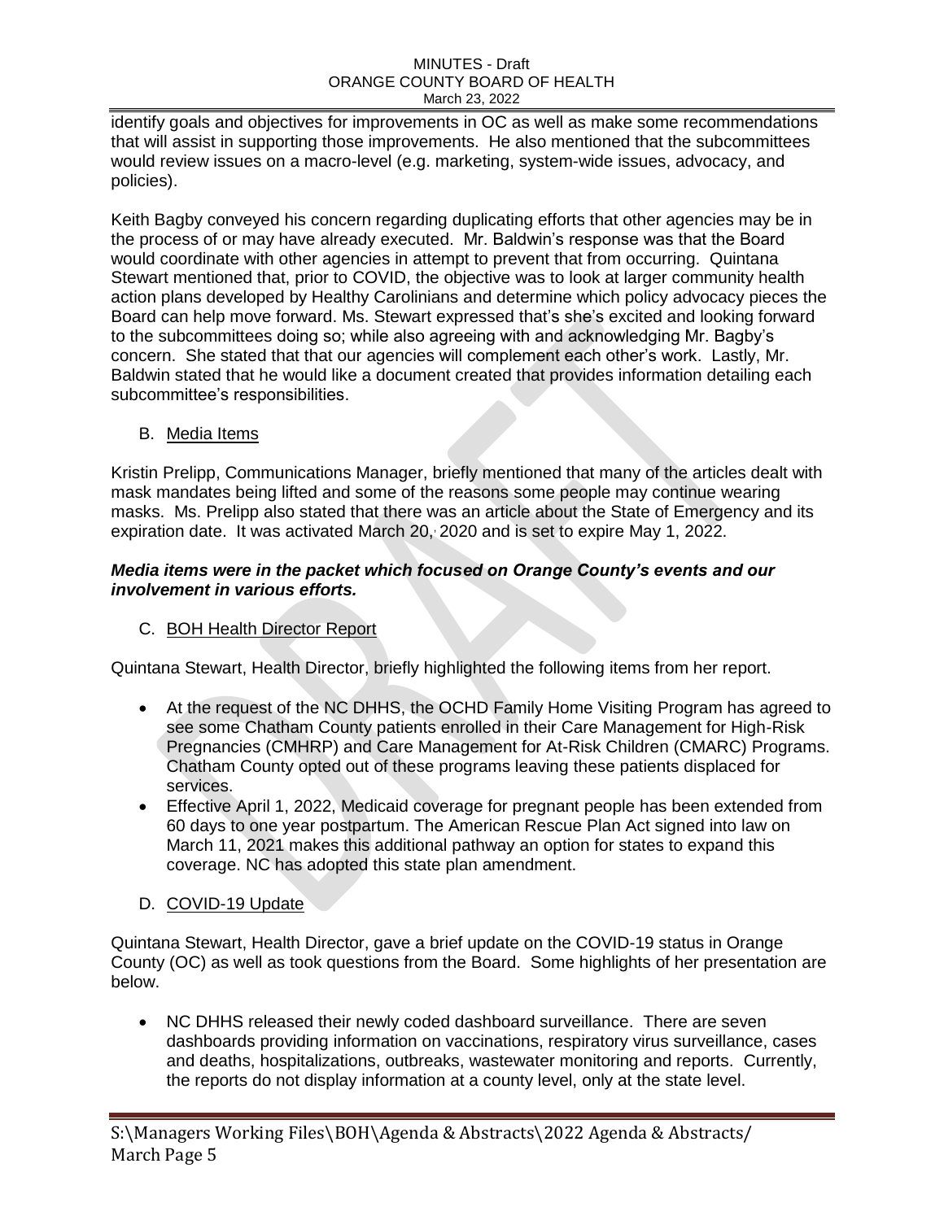identify goals and objectives for improvements in OC as well as make some recommendations that will assist in supporting those improvements. He also mentioned that the subcommittees would review issues on a macro-level (e.g. marketing, system-wide issues, advocacy, and policies).

Keith Bagby conveyed his concern regarding duplicating efforts that other agencies may be in the process of or may have already executed. Mr. Baldwin's response was that the Board would coordinate with other agencies in attempt to prevent that from occurring. Quintana Stewart mentioned that, prior to COVID, the objective was to look at larger community health action plans developed by Healthy Carolinians and determine which policy advocacy pieces the Board can help move forward. Ms. Stewart expressed that's she's excited and looking forward to the subcommittees doing so; while also agreeing with and acknowledging Mr. Bagby's concern. She stated that that our agencies will complement each other's work. Lastly, Mr. Baldwin stated that he would like a document created that provides information detailing each subcommittee's responsibilities.

B. Media Items

Kristin Prelipp, Communications Manager, briefly mentioned that many of the articles dealt with mask mandates being lifted and some of the reasons some people may continue wearing masks. Ms. Prelipp also stated that there was an article about the State of Emergency and its expiration date. It was activated March 20, 2020 and is set to expire May 1, 2022.

***Media items were in the packet which focused on Orange County's events and our involvement in various efforts.***

C. BOH Health Director Report

Quintana Stewart, Health Director, briefly highlighted the following items from her report.

- At the request of the NC DHHS, the OCHD Family Home Visiting Program has agreed to see some Chatham County patients enrolled in their Care Management for High-Risk Pregnancies (CMHRP) and Care Management for At-Risk Children (CMARC) Programs. Chatham County opted out of these programs leaving these patients displaced for services.
- Effective April 1, 2022, Medicaid coverage for pregnant people has been extended from 60 days to one year postpartum. The American Rescue Plan Act signed into law on March 11, 2021 makes this additional pathway an option for states to expand this coverage. NC has adopted this state plan amendment.

D. COVID-19 Update

Quintana Stewart, Health Director, gave a brief update on the COVID-19 status in Orange County (OC) as well as took questions from the Board. Some highlights of her presentation are below.

- NC DHHS released their newly coded dashboard surveillance. There are seven dashboards providing information on vaccinations, respiratory virus surveillance, cases and deaths, hospitalizations, outbreaks, wastewater monitoring and reports. Currently, the reports do not display information at a county level, only at the state level.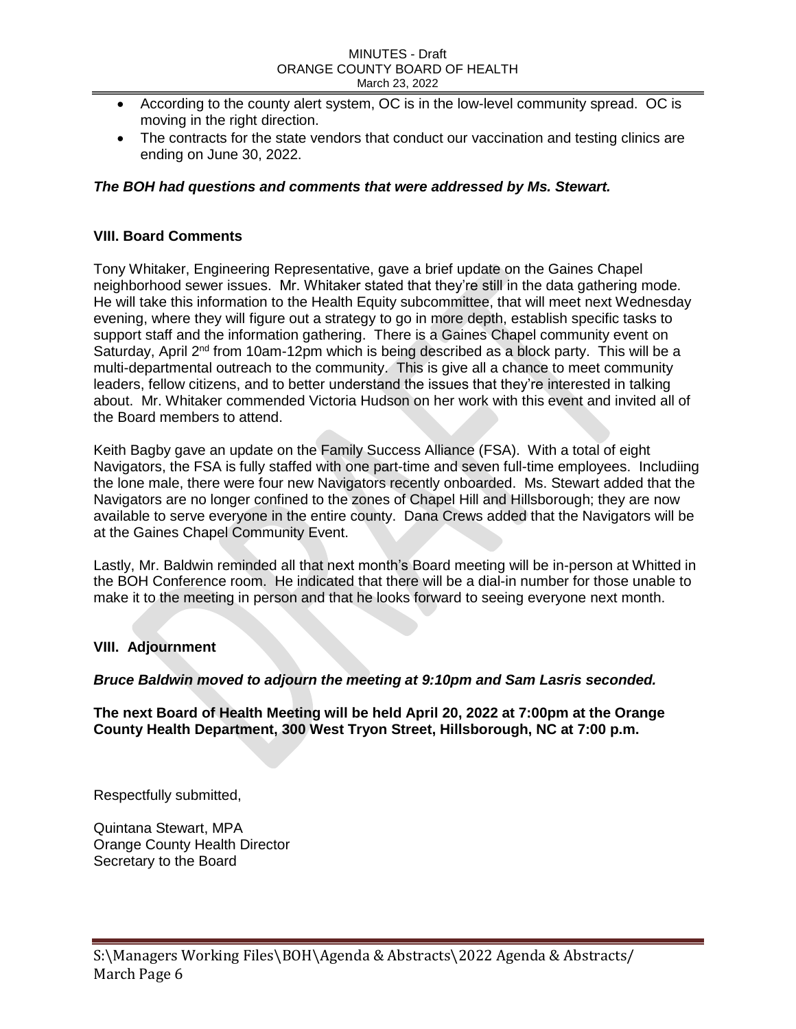- According to the county alert system, OC is in the low-level community spread. OC is moving in the right direction.
- The contracts for the state vendors that conduct our vaccination and testing clinics are ending on June 30, 2022.

***The BOH had questions and comments that were addressed by Ms. Stewart.***

**VIII. Board Comments**

Tony Whitaker, Engineering Representative, gave a brief update on the Gaines Chapel neighborhood sewer issues. Mr. Whitaker stated that they're still in the data gathering mode. He will take this information to the Health Equity subcommittee, that will meet next Wednesday evening, where they will figure out a strategy to go in more depth, establish specific tasks to support staff and the information gathering. There is a Gaines Chapel community event on Saturday, April 2nd from 10am-12pm which is being described as a block party. This will be a multi-departmental outreach to the community. This is give all a chance to meet community leaders, fellow citizens, and to better understand the issues that they're interested in talking about. Mr. Whitaker commended Victoria Hudson on her work with this event and invited all of the Board members to attend.

Keith Bagby gave an update on the Family Success Alliance (FSA). With a total of eight Navigators, the FSA is fully staffed with one part-time and seven full-time employees. Includiing the lone male, there were four new Navigators recently onboarded. Ms. Stewart added that the Navigators are no longer confined to the zones of Chapel Hill and Hillsborough; they are now available to serve everyone in the entire county. Dana Crews added that the Navigators will be at the Gaines Chapel Community Event.

Lastly, Mr. Baldwin reminded all that next month's Board meeting will be in-person at Whitted in the BOH Conference room. He indicated that there will be a dial-in number for those unable to make it to the meeting in person and that he looks forward to seeing everyone next month.

**VIII. Adjournment**

***Bruce Baldwin moved to adjourn the meeting at 9:10pm and Sam Lasris seconded.***

**The next Board of Health Meeting will be held April 20, 2022 at 7:00pm at the Orange County Health Department, 300 West Tryon Street, Hillsborough, NC at 7:00 p.m.**

Respectfully submitted,

Quintana Stewart, MPA
Orange County Health Director
Secretary to the Board